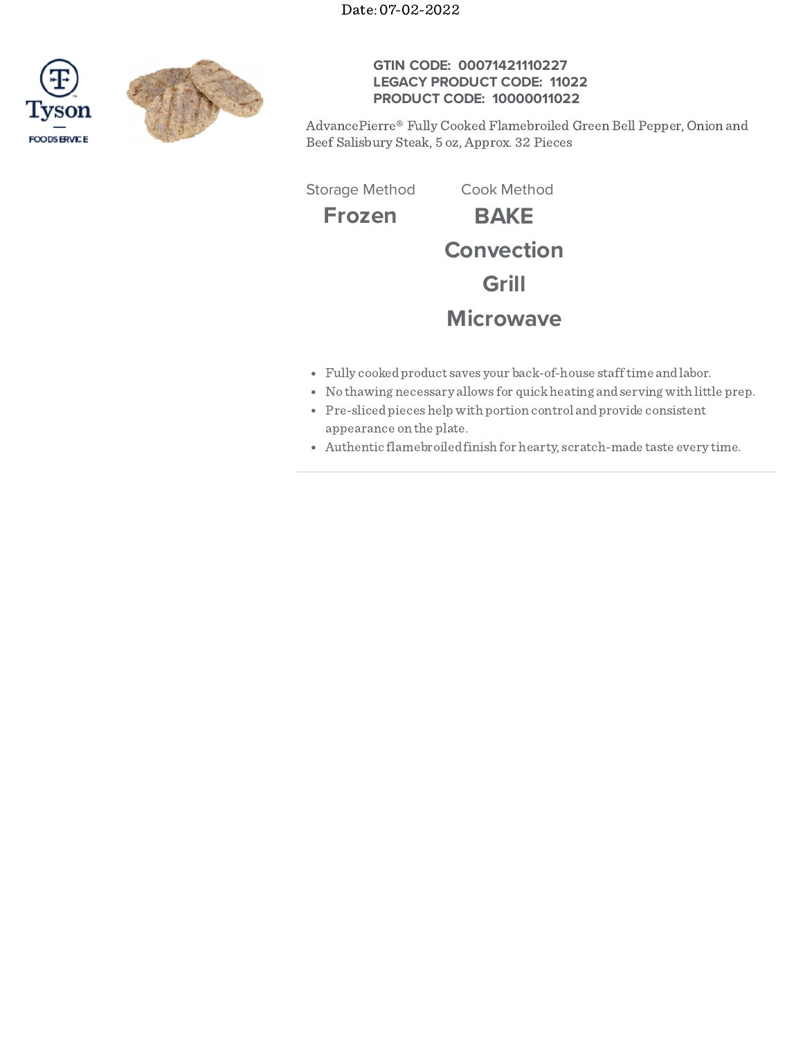Date: 07-02-2022

Tyson FOODSERVICE

**GTIN CODE: 00071421110227**
**LEGACY PRODUCT CODE: 11022**
**PRODUCT CODE: 10000011022**

AdvancePierre® Fully Cooked Flamebroiled Green Bell Pepper, Onion and Beef Salisbury Steak, 5 oz, Approx. 32 Pieces

| Storage Method | Cook Method |
| --- | --- |
| **Frozen** | **BAKE** |
| | **Convection** |
| | **Grill** |
| | **Microwave** |

- Fully cooked product saves your back-of-house staff time and labor.
- No thawing necessary allows for quick heating and serving with little prep.
- Pre-sliced pieces help with portion control and provide consistent appearance on the plate.
- Authentic flamebroiled finish for hearty, scratch-made taste every time.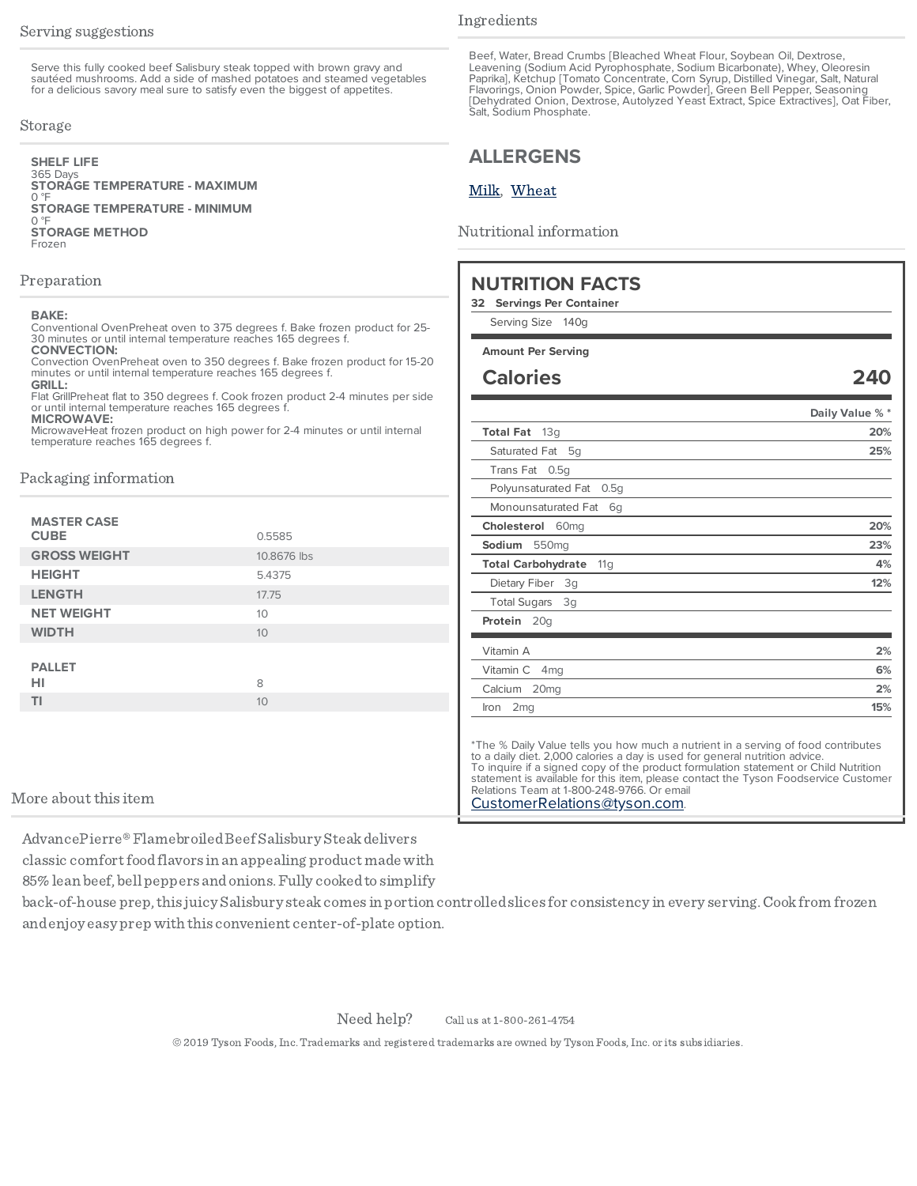## Serving suggestions

Serve this fully cooked beef Salisbury steak topped with brown gravy and sautéed mushrooms. Add a side of mashed potatoes and steamed vegetables for a delicious savory meal sure to satisfy even the biggest of appetites.

## Storage

**SHELF LIFE**
365 Days
**STORAGE TEMPERATURE - MAXIMUM**
0 °F
**STORAGE TEMPERATURE - MINIMUM**
0 °F
**STORAGE METHOD**
Frozen

## Preparation

**BAKE:**
Conventional OvenPreheat oven to 375 degrees f. Bake frozen product for 25-30 minutes or until internal temperature reaches 165 degrees f.
**CONVECTION:**
Convection OvenPreheat oven to 350 degrees f. Bake frozen product for 15-20 minutes or until internal temperature reaches 165 degrees f.
**GRILL:**
Flat GrillPreheat flat to 350 degrees f. Cook frozen product 2-4 minutes per side or until internal temperature reaches 165 degrees f.
**MICROWAVE:**
MicrowaveHeat frozen product on high power for 2-4 minutes or until internal temperature reaches 165 degrees f.

## Packaging information

| | |
|---|---|
| **MASTER CASE** | |
| **CUBE** | 0.5585 |
| **GROSS WEIGHT** | 10.8676 lbs |
| **HEIGHT** | 5.4375 |
| **LENGTH** | 17.75 |
| **NET WEIGHT** | 10 |
| **WIDTH** | 10 |
| **PALLET** | |
| **HI** | 8 |
| **TI** | 10 |

## Ingredients

Beef, Water, Bread Crumbs [Bleached Wheat Flour, Soybean Oil, Dextrose, Leavening (Sodium Acid Pyrophosphate, Sodium Bicarbonate), Whey, Oleoresin Paprika], Ketchup [Tomato Concentrate, Corn Syrup, Distilled Vinegar, Salt, Natural Flavorings, Onion Powder, Spice, Garlic Powder], Green Bell Pepper, Seasoning [Dehydrated Onion, Dextrose, Autolyzed Yeast Extract, Spice Extractives], Oat Fiber, Salt, Sodium Phosphate.

### ALLERGENS

Milk, Wheat

## Nutritional information

### NUTRITION FACTS

**32 Servings Per Container**
Serving Size 140g

**Amount Per Serving**

| | |
|---|---|
| **Calories** | **240** |
| | **Daily Value % \*** |
| **Total Fat** 13g | **20%** |
| Saturated Fat 5g | **25%** |
| Trans Fat 0.5g | |
| Polyunsaturated Fat 0.5g | |
| Monounsaturated Fat 6g | |
| **Cholesterol** 60mg | **20%** |
| **Sodium** 550mg | **23%** |
| **Total Carbohydrate** 11g | **4%** |
| Dietary Fiber 3g | **12%** |
| Total Sugars 3g | |
| **Protein** 20g | |
| Vitamin A | **2%** |
| Vitamin C 4mg | **6%** |
| Calcium 20mg | **2%** |
| Iron 2mg | **15%** |

*The % Daily Value tells you how much a nutrient in a serving of food contributes to a daily diet. 2,000 calories a day is used for general nutrition advice.
To inquire if a signed copy of the product formulation statement or Child Nutrition statement is available for this item, please contact the Tyson Foodservice Customer Relations Team at 1-800-248-9766. Or email CustomerRelations@tyson.com.

## More about this item

AdvancePierre® Flamebroiled Beef Salisbury Steak delivers classic comfort food flavors in an appealing product made with 85% lean beef, bell peppers and onions. Fully cooked to simplify back-of-house prep, this juicy Salisbury steak comes in portion controlled slices for consistency in every serving. Cook from frozen and enjoy easy prep with this convenient center-of-plate option.

Need help? Call us at 1-800-261-4754

© 2019 Tyson Foods, Inc. Trademarks and registered trademarks are owned by Tyson Foods, Inc. or its subsidiaries.